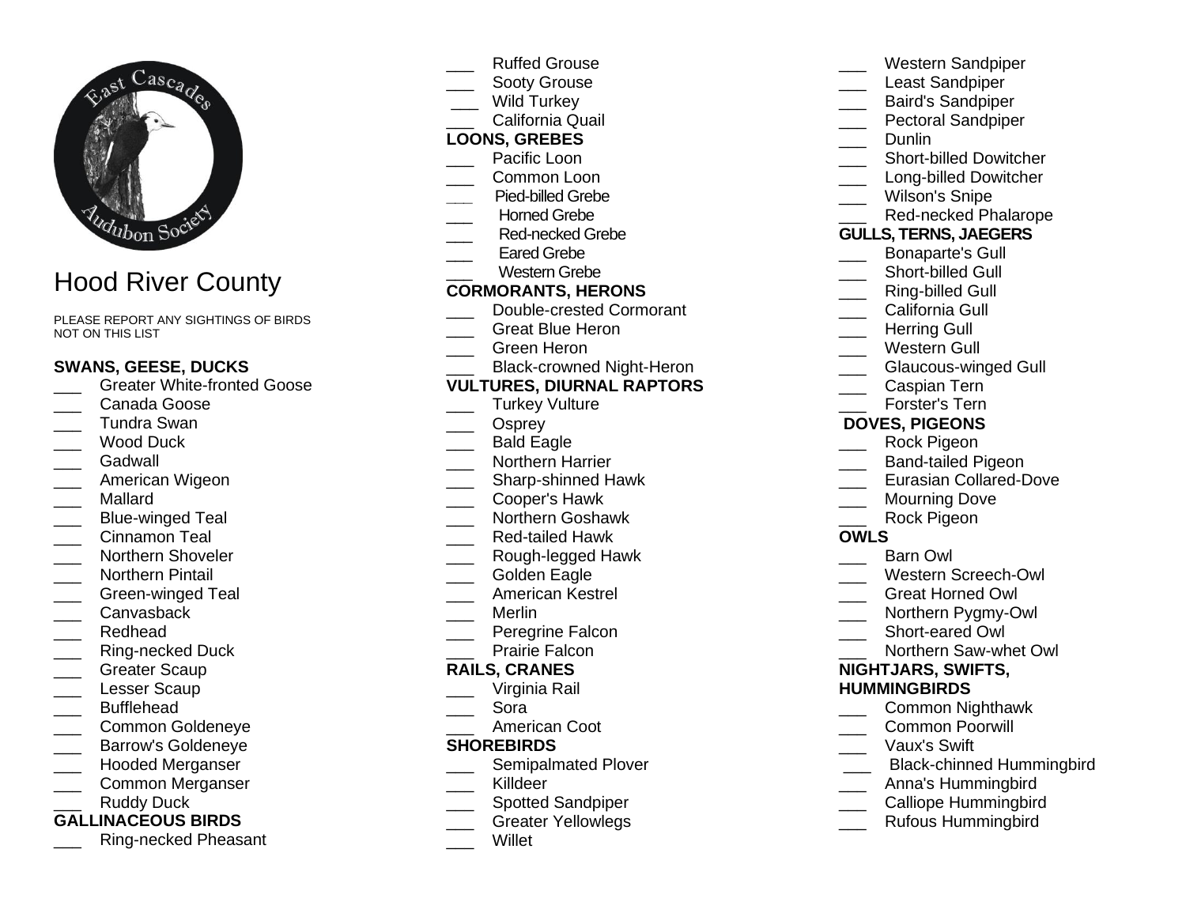East Cascades Audubon Society

# Hood River County

PLEASE REPORT ANY SIGHTINGS OF BIRDS NOT ON THIS LIST

**SWANS, GEESE, DUCKS**

- ___ Greater White-fronted Goose
- ___ Canada Goose
- ___ Tundra Swan
- ___ Wood Duck
- ___ Gadwall
- ___ American Wigeon
- ___ Mallard
- ___ Blue-winged Teal
- ___ Cinnamon Teal
- ___ Northern Shoveler
- ___ Northern Pintail
- ___ Green-winged Teal
- ___ Canvasback
- ___ Redhead
- ___ Ring-necked Duck
- ___ Greater Scaup
- ___ Lesser Scaup
- ___ Bufflehead
- ___ Common Goldeneye
- ___ Barrow's Goldeneye
- ___ Hooded Merganser
- ___ Common Merganser
- ___ Ruddy Duck

**GALLINACEOUS BIRDS**

- ___ Ring-necked Pheasant
- ___ Ruffed Grouse
- ___ Sooty Grouse
- ___ Wild Turkey
- ___ California Quail

**LOONS, GREBES**

- ___ Pacific Loon
- ___ Common Loon
- ___ Pied-billed Grebe
- ___ Horned Grebe
- ___ Red-necked Grebe
- ___ Eared Grebe
- ___ Western Grebe

**CORMORANTS, HERONS**

- ___ Double-crested Cormorant
- ___ Great Blue Heron
- ___ Green Heron
- ___ Black-crowned Night-Heron

**VULTURES, DIURNAL RAPTORS**

- ___ Turkey Vulture
- ___ Osprey
- ___ Bald Eagle
- ___ Northern Harrier
- ___ Sharp-shinned Hawk
- ___ Cooper's Hawk
- ___ Northern Goshawk
- ___ Red-tailed Hawk
- ___ Rough-legged Hawk
- ___ Golden Eagle
- ___ American Kestrel
- ___ Merlin
- ___ Peregrine Falcon
- ___ Prairie Falcon

**RAILS, CRANES**

- ___ Virginia Rail
- ___ Sora
- ___ American Coot

**SHOREBIRDS**

- ___ Semipalmated Plover
- ___ Killdeer
- ___ Spotted Sandpiper
- ___ Greater Yellowlegs
- ___ Willet
- ___ Western Sandpiper
- ___ Least Sandpiper
- ___ Baird's Sandpiper
- ___ Pectoral Sandpiper
- ___ Dunlin
- ___ Short-billed Dowitcher
- ___ Long-billed Dowitcher
- ___ Wilson's Snipe
- ___ Red-necked Phalarope

**GULLS, TERNS, JAEGERS**

- ___ Bonaparte's Gull
- ___ Short-billed Gull
- ___ Ring-billed Gull
- ___ California Gull
- ___ Herring Gull
- ___ Western Gull
- ___ Glaucous-winged Gull
- ___ Caspian Tern
- ___ Forster's Tern

**DOVES, PIGEONS**

- ___ Rock Pigeon
- ___ Band-tailed Pigeon
- ___ Eurasian Collared-Dove
- ___ Mourning Dove
- ___ Rock Pigeon

**OWLS**

- ___ Barn Owl
- ___ Western Screech-Owl
- ___ Great Horned Owl
- ___ Northern Pygmy-Owl
- ___ Short-eared Owl
- ___ Northern Saw-whet Owl

**NIGHTJARS, SWIFTS, HUMMINGBIRDS**

- ___ Common Nighthawk
- ___ Common Poorwill
- ___ Vaux's Swift
- ___ Black-chinned Hummingbird
- ___ Anna's Hummingbird
- ___ Calliope Hummingbird
- ___ Rufous Hummingbird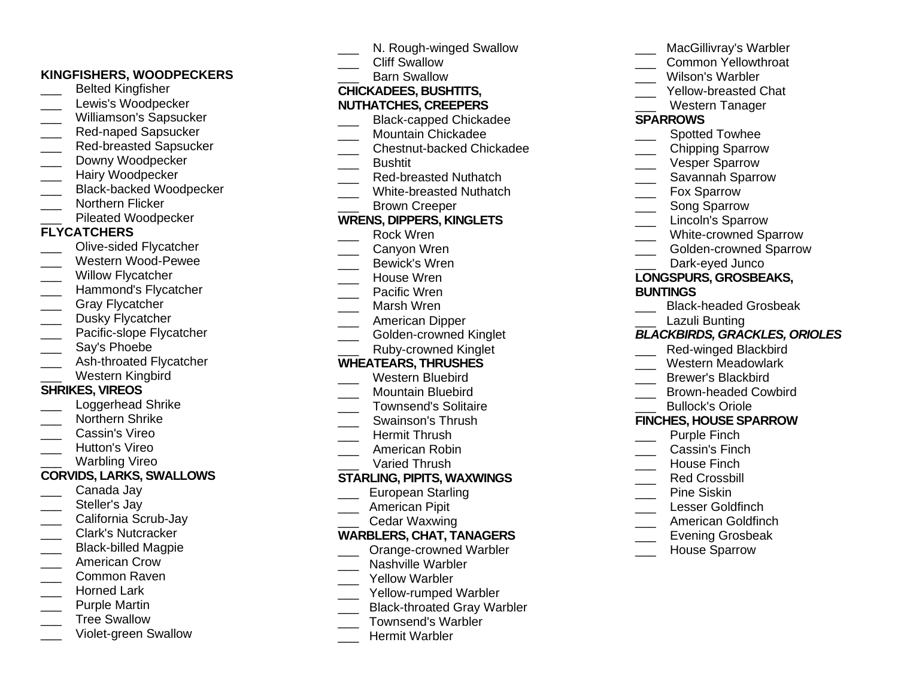**KINGFISHERS, WOODPECKERS**

___ Belted Kingfisher
___ Lewis's Woodpecker
___ Williamson's Sapsucker
___ Red-naped Sapsucker
___ Red-breasted Sapsucker
___ Downy Woodpecker
___ Hairy Woodpecker
___ Black-backed Woodpecker
___ Northern Flicker
___ Pileated Woodpecker

**FLYCATCHERS**

___ Olive-sided Flycatcher
___ Western Wood-Pewee
___ Willow Flycatcher
___ Hammond's Flycatcher
___ Gray Flycatcher
___ Dusky Flycatcher
___ Pacific-slope Flycatcher
___ Say's Phoebe
___ Ash-throated Flycatcher
___ Western Kingbird

**SHRIKES, VIREOS**

___ Loggerhead Shrike
___ Northern Shrike
___ Cassin's Vireo
___ Hutton's Vireo
___ Warbling Vireo

**CORVIDS, LARKS, SWALLOWS**

___ Canada Jay
___ Steller's Jay
___ California Scrub-Jay
___ Clark's Nutcracker
___ Black-billed Magpie
___ American Crow
___ Common Raven
___ Horned Lark
___ Purple Martin
___ Tree Swallow
___ Violet-green Swallow
___ N. Rough-winged Swallow
___ Cliff Swallow
___ Barn Swallow

**CHICKADEES, BUSHTITS, NUTHATCHES, CREEPERS**

___ Black-capped Chickadee
___ Mountain Chickadee
___ Chestnut-backed Chickadee
___ Bushtit
___ Red-breasted Nuthatch
___ White-breasted Nuthatch
___ Brown Creeper

**WRENS, DIPPERS, KINGLETS**

___ Rock Wren
___ Canyon Wren
___ Bewick's Wren
___ House Wren
___ Pacific Wren
___ Marsh Wren
___ American Dipper
___ Golden-crowned Kinglet
___ Ruby-crowned Kinglet

**WHEATEARS, THRUSHES**

___ Western Bluebird
___ Mountain Bluebird
___ Townsend's Solitaire
___ Swainson's Thrush
___ Hermit Thrush
___ American Robin
___ Varied Thrush

**STARLING, PIPITS, WAXWINGS**

___ European Starling
___ American Pipit
___ Cedar Waxwing

**WARBLERS, CHAT, TANAGERS**

___ Orange-crowned Warbler
___ Nashville Warbler
___ Yellow Warbler
___ Yellow-rumped Warbler
___ Black-throated Gray Warbler
___ Townsend's Warbler
___ Hermit Warbler
___ MacGillivray's Warbler
___ Common Yellowthroat
___ Wilson's Warbler
___ Yellow-breasted Chat
___ Western Tanager

**SPARROWS**

___ Spotted Towhee
___ Chipping Sparrow
___ Vesper Sparrow
___ Savannah Sparrow
___ Fox Sparrow
___ Song Sparrow
___ Lincoln's Sparrow
___ White-crowned Sparrow
___ Golden-crowned Sparrow
___ Dark-eyed Junco

**LONGSPURS, GROSBEAKS, BUNTINGS**

___ Black-headed Grosbeak
___ Lazuli Bunting

***BLACKBIRDS, GRACKLES, ORIOLES***

___ Red-winged Blackbird
___ Western Meadowlark
___ Brewer's Blackbird
___ Brown-headed Cowbird
___ Bullock's Oriole

**FINCHES, HOUSE SPARROW**

___ Purple Finch
___ Cassin's Finch
___ House Finch
___ Red Crossbill
___ Pine Siskin
___ Lesser Goldfinch
___ American Goldfinch
___ Evening Grosbeak
___ House Sparrow